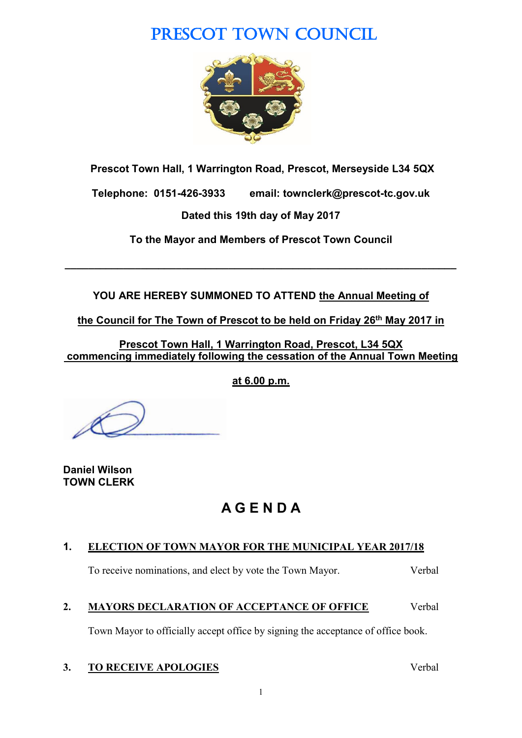# PRESCOT TOWN COUNCIL

**Prescot Town Hall, 1 Warrington Road, Prescot, Merseyside L34 5QX**

**Telephone: 0151-426-3933 email: townclerk@prescot-tc.gov.uk**

**Dated this 19th day of May 2017**

**To the Mayor and Members of Prescot Town Council**

---

**YOU ARE HEREBY SUMMONED TO ATTEND the Annual Meeting of the Council for The Town of Prescot to be held on Friday 26th May 2017 in Prescot Town Hall, 1 Warrington Road, Prescot, L34 5QX commencing immediately following the cessation of the Annual Town Meeting at 6.00 p.m.**

**Daniel Wilson**
**TOWN CLERK**

## A G E N D A

**1. ELECTION OF TOWN MAYOR FOR THE MUNICIPAL YEAR 2017/18**

To receive nominations, and elect by vote the Town Mayor. — Verbal

**2. MAYORS DECLARATION OF ACCEPTANCE OF OFFICE** — Verbal

Town Mayor to officially accept office by signing the acceptance of office book.

**3. TO RECEIVE APOLOGIES** — Verbal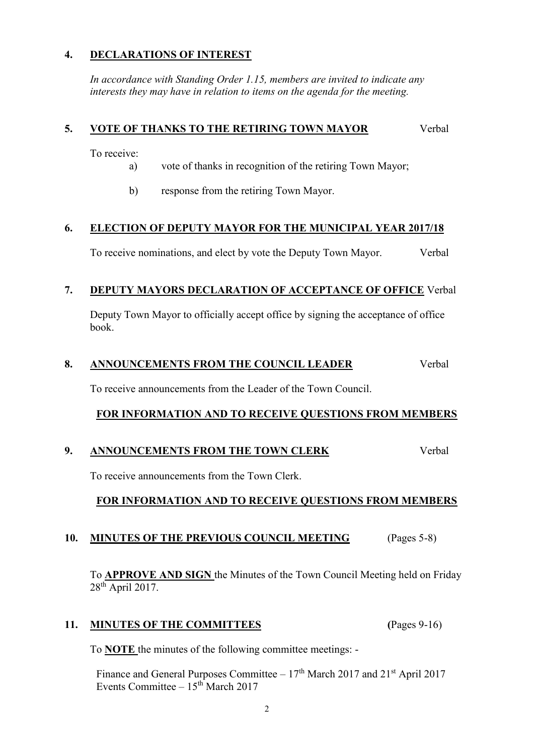## 4. DECLARATIONS OF INTEREST

*In accordance with Standing Order 1.15, members are invited to indicate any interests they may have in relation to items on the agenda for the meeting.*

## 5. VOTE OF THANKS TO THE RETIRING TOWN MAYOR — Verbal

To receive:

a) vote of thanks in recognition of the retiring Town Mayor;

b) response from the retiring Town Mayor.

## 6. ELECTION OF DEPUTY MAYOR FOR THE MUNICIPAL YEAR 2017/18

To receive nominations, and elect by vote the Deputy Town Mayor. — Verbal

## 7. DEPUTY MAYORS DECLARATION OF ACCEPTANCE OF OFFICE — Verbal

Deputy Town Mayor to officially accept office by signing the acceptance of office book.

## 8. ANNOUNCEMENTS FROM THE COUNCIL LEADER — Verbal

To receive announcements from the Leader of the Town Council.

**FOR INFORMATION AND TO RECEIVE QUESTIONS FROM MEMBERS**

## 9. ANNOUNCEMENTS FROM THE TOWN CLERK — Verbal

To receive announcements from the Town Clerk.

**FOR INFORMATION AND TO RECEIVE QUESTIONS FROM MEMBERS**

## 10. MINUTES OF THE PREVIOUS COUNCIL MEETING — (Pages 5-8)

To **APPROVE AND SIGN** the Minutes of the Town Council Meeting held on Friday 28th April 2017.

## 11. MINUTES OF THE COMMITTEES — (Pages 9-16)

To **NOTE** the minutes of the following committee meetings: -

Finance and General Purposes Committee – 17th March 2017 and 21st April 2017
Events Committee – 15th March 2017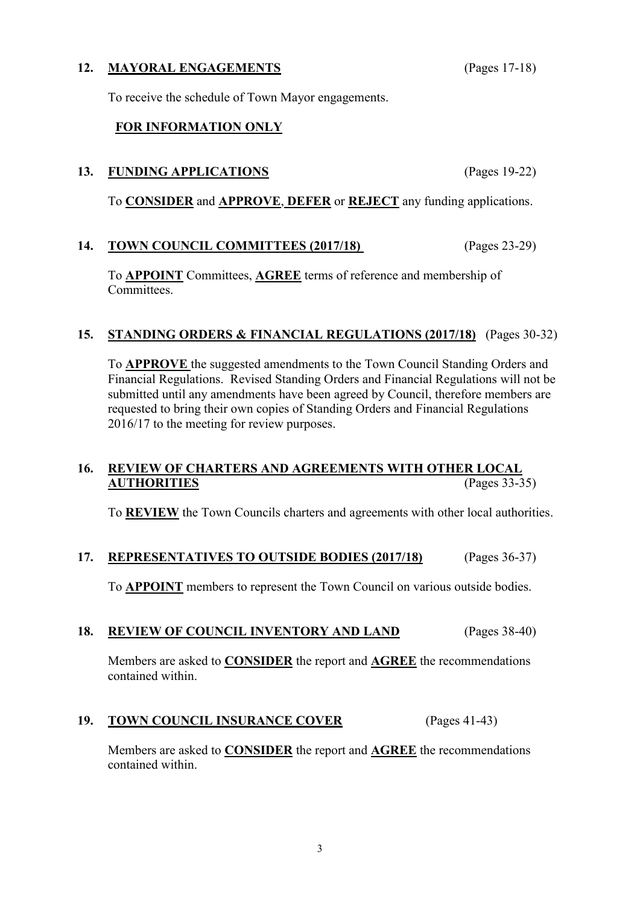**12. MAYORAL ENGAGEMENTS** (Pages 17-18)

To receive the schedule of Town Mayor engagements.

**FOR INFORMATION ONLY**

**13. FUNDING APPLICATIONS** (Pages 19-22)

To **CONSIDER** and **APPROVE**, **DEFER** or **REJECT** any funding applications.

**14. TOWN COUNCIL COMMITTEES (2017/18)** (Pages 23-29)

To **APPOINT** Committees, **AGREE** terms of reference and membership of Committees.

**15. STANDING ORDERS & FINANCIAL REGULATIONS (2017/18)** (Pages 30-32)

To **APPROVE** the suggested amendments to the Town Council Standing Orders and Financial Regulations. Revised Standing Orders and Financial Regulations will not be submitted until any amendments have been agreed by Council, therefore members are requested to bring their own copies of Standing Orders and Financial Regulations 2016/17 to the meeting for review purposes.

**16. REVIEW OF CHARTERS AND AGREEMENTS WITH OTHER LOCAL AUTHORITIES** (Pages 33-35)

To **REVIEW** the Town Councils charters and agreements with other local authorities.

**17. REPRESENTATIVES TO OUTSIDE BODIES (2017/18)** (Pages 36-37)

To **APPOINT** members to represent the Town Council on various outside bodies.

**18. REVIEW OF COUNCIL INVENTORY AND LAND** (Pages 38-40)

Members are asked to **CONSIDER** the report and **AGREE** the recommendations contained within.

**19. TOWN COUNCIL INSURANCE COVER** (Pages 41-43)

Members are asked to **CONSIDER** the report and **AGREE** the recommendations contained within.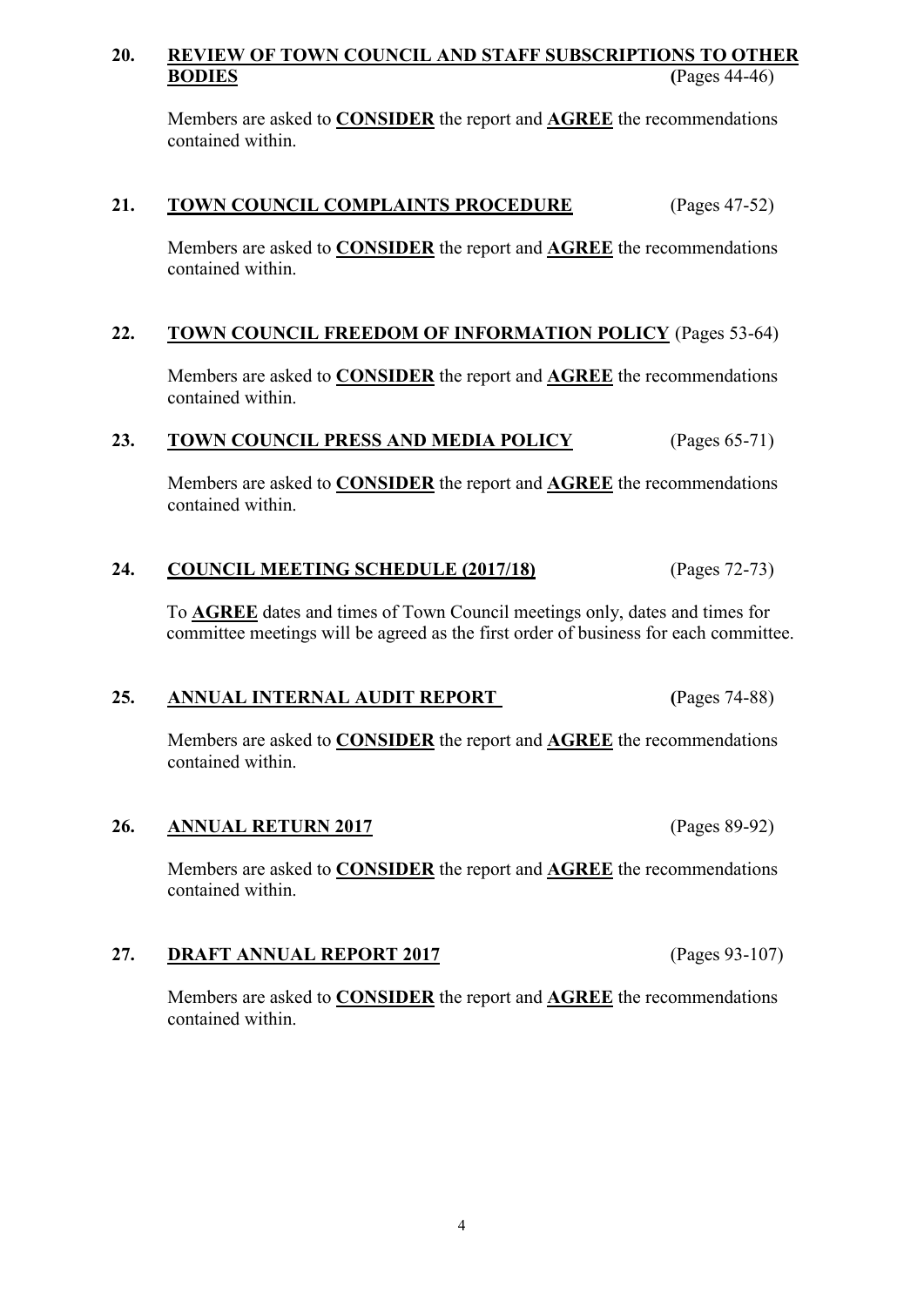**20. REVIEW OF TOWN COUNCIL AND STAFF SUBSCRIPTIONS TO OTHER BODIES** (Pages 44-46)

Members are asked to **CONSIDER** the report and **AGREE** the recommendations contained within.

**21. TOWN COUNCIL COMPLAINTS PROCEDURE** (Pages 47-52)

Members are asked to **CONSIDER** the report and **AGREE** the recommendations contained within.

**22. TOWN COUNCIL FREEDOM OF INFORMATION POLICY** (Pages 53-64)

Members are asked to **CONSIDER** the report and **AGREE** the recommendations contained within.

**23. TOWN COUNCIL PRESS AND MEDIA POLICY** (Pages 65-71)

Members are asked to **CONSIDER** the report and **AGREE** the recommendations contained within.

**24. COUNCIL MEETING SCHEDULE (2017/18)** (Pages 72-73)

To **AGREE** dates and times of Town Council meetings only, dates and times for committee meetings will be agreed as the first order of business for each committee.

**25. ANNUAL INTERNAL AUDIT REPORT** (Pages 74-88)

Members are asked to **CONSIDER** the report and **AGREE** the recommendations contained within.

**26. ANNUAL RETURN 2017** (Pages 89-92)

Members are asked to **CONSIDER** the report and **AGREE** the recommendations contained within.

**27. DRAFT ANNUAL REPORT 2017** (Pages 93-107)

Members are asked to **CONSIDER** the report and **AGREE** the recommendations contained within.